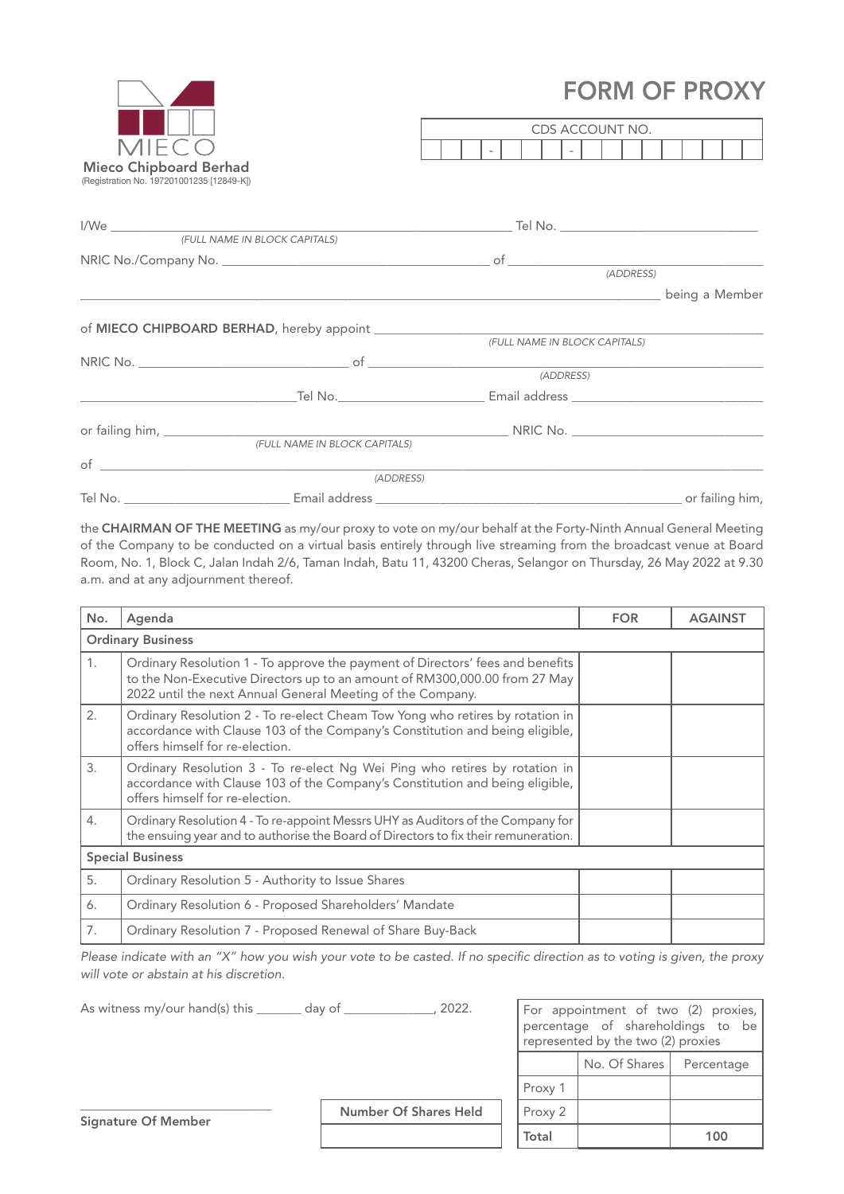MIECO

**Mieco Chipboard Berhad**
(Registration No. 197201001235 [12849-K])

# FORM OF PROXY

| CDS ACCOUNT NO. |
|---|
| &nbsp;&nbsp;&nbsp; - &nbsp;&nbsp;&nbsp; - &nbsp;&nbsp;&nbsp; |

I/We ______________________________________________ Tel No. ______________________
*(FULL NAME IN BLOCK CAPITALS)*

NRIC No./Company No. ______________________________ of ______________________________
*(ADDRESS)*

______________________________________________________________________ being a Member

of **MIECO CHIPBOARD BERHAD**, hereby appoint ______________________________________
*(FULL NAME IN BLOCK CAPITALS)*

NRIC No. ______________________ of ______________________________________________
*(ADDRESS)*

______________________ Tel No. __________________ Email address ______________________

or failing him, ______________________________________ NRIC No. ______________________
*(FULL NAME IN BLOCK CAPITALS)*

of ______________________________________________________________________________
*(ADDRESS)*

Tel No. ____________________ Email address ____________________________________ or failing him,

the **CHAIRMAN OF THE MEETING** as my/our proxy to vote on my/our behalf at the Forty-Ninth Annual General Meeting of the Company to be conducted on a virtual basis entirely through live streaming from the broadcast venue at Board Room, No. 1, Block C, Jalan Indah 2/6, Taman Indah, Batu 11, 43200 Cheras, Selangor on Thursday, 26 May 2022 at 9.30 a.m. and at any adjournment thereof.

| No. | Agenda | FOR | AGAINST |
|---|---|---|---|
| **Ordinary Business** | | | |
| 1. | Ordinary Resolution 1 - To approve the payment of Directors' fees and benefits to the Non-Executive Directors up to an amount of RM300,000.00 from 27 May 2022 until the next Annual General Meeting of the Company. | | |
| 2. | Ordinary Resolution 2 - To re-elect Cheam Tow Yong who retires by rotation in accordance with Clause 103 of the Company's Constitution and being eligible, offers himself for re-election. | | |
| 3. | Ordinary Resolution 3 - To re-elect Ng Wei Ping who retires by rotation in accordance with Clause 103 of the Company's Constitution and being eligible, offers himself for re-election. | | |
| 4. | Ordinary Resolution 4 - To re-appoint Messrs UHY as Auditors of the Company for the ensuing year and to authorise the Board of Directors to fix their remuneration. | | |
| **Special Business** | | | |
| 5. | Ordinary Resolution 5 - Authority to Issue Shares | | |
| 6. | Ordinary Resolution 6 - Proposed Shareholders' Mandate | | |
| 7. | Ordinary Resolution 7 - Proposed Renewal of Share Buy-Back | | |

*Please indicate with an "X" how you wish your vote to be casted. If no specific direction as to voting is given, the proxy will vote or abstain at his discretion.*

As witness my/our hand(s) this _______ day of _____________, 2022.

| For appointment of two (2) proxies, percentage of shareholdings to be represented by the two (2) proxies | | |
|---|---|---|
| | No. Of Shares | Percentage |
| Proxy 1 | | |
| Proxy 2 | | |
| **Total** | | **100** |

| **Number Of Shares Held** |
|---|
| |

______________________________
**Signature Of Member**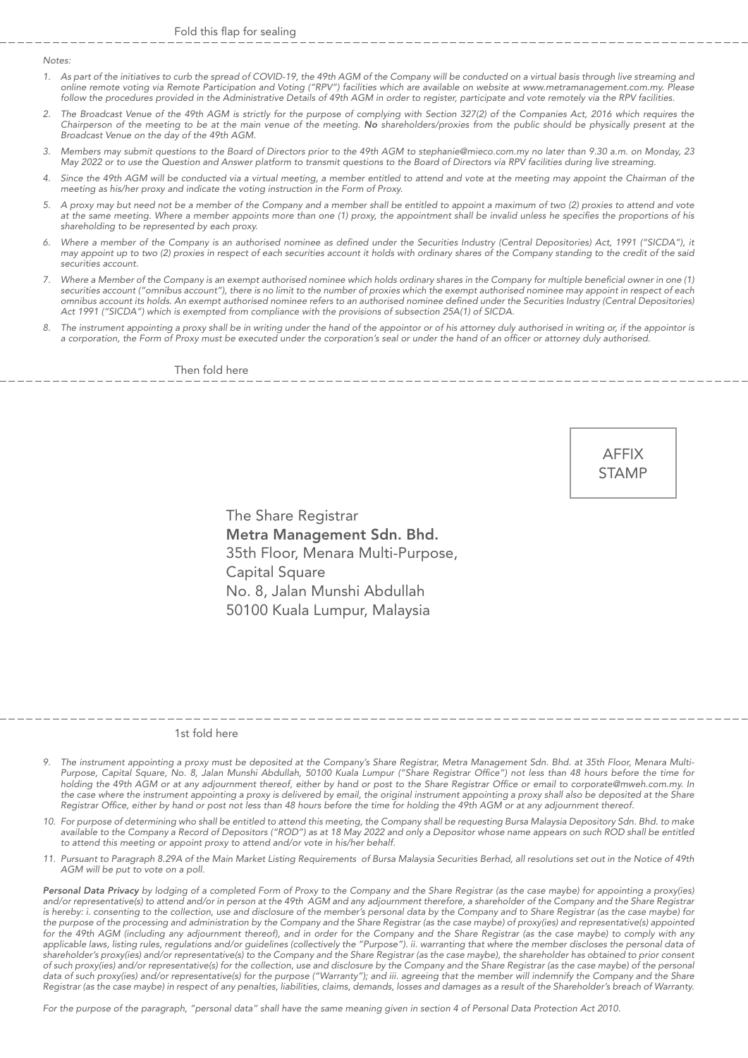Fold this flap for sealing

*Notes:*

1. *As part of the initiatives to curb the spread of COVID-19, the 49th AGM of the Company will be conducted on a virtual basis through live streaming and online remote voting via Remote Participation and Voting ("RPV") facilities which are available on website at www.metramanagement.com.my. Please follow the procedures provided in the Administrative Details of 49th AGM in order to register, participate and vote remotely via the RPV facilities.*
2. *The Broadcast Venue of the 49th AGM is strictly for the purpose of complying with Section 327(2) of the Companies Act, 2016 which requires the Chairperson of the meeting to be at the main venue of the meeting.* ***No*** *shareholders/proxies from the public should be physically present at the Broadcast Venue on the day of the 49th AGM.*
3. *Members may submit questions to the Board of Directors prior to the 49th AGM to stephanie@mieco.com.my no later than 9.30 a.m. on Monday, 23 May 2022 or to use the Question and Answer platform to transmit questions to the Board of Directors via RPV facilities during live streaming.*
4. *Since the 49th AGM will be conducted via a virtual meeting, a member entitled to attend and vote at the meeting may appoint the Chairman of the meeting as his/her proxy and indicate the voting instruction in the Form of Proxy.*
5. *A proxy may but need not be a member of the Company and a member shall be entitled to appoint a maximum of two (2) proxies to attend and vote at the same meeting. Where a member appoints more than one (1) proxy, the appointment shall be invalid unless he specifies the proportions of his shareholding to be represented by each proxy.*
6. *Where a member of the Company is an authorised nominee as defined under the Securities Industry (Central Depositories) Act, 1991 ("SICDA"), it may appoint up to two (2) proxies in respect of each securities account it holds with ordinary shares of the Company standing to the credit of the said securities account.*
7. *Where a Member of the Company is an exempt authorised nominee which holds ordinary shares in the Company for multiple beneficial owner in one (1) securities account ("omnibus account"), there is no limit to the number of proxies which the exempt authorised nominee may appoint in respect of each omnibus account its holds. An exempt authorised nominee refers to an authorised nominee defined under the Securities Industry (Central Depositories) Act 1991 ("SICDA") which is exempted from compliance with the provisions of subsection 25A(1) of SICDA.*
8. *The instrument appointing a proxy shall be in writing under the hand of the appointor or of his attorney duly authorised in writing or, if the appointor is a corporation, the Form of Proxy must be executed under the corporation's seal or under the hand of an officer or attorney duly authorised.*

Then fold here

AFFIX STAMP

The Share Registrar
**Metra Management Sdn. Bhd.**
35th Floor, Menara Multi-Purpose,
Capital Square
No. 8, Jalan Munshi Abdullah
50100 Kuala Lumpur, Malaysia

1st fold here

9. *The instrument appointing a proxy must be deposited at the Company's Share Registrar, Metra Management Sdn. Bhd. at 35th Floor, Menara Multi-Purpose, Capital Square, No. 8, Jalan Munshi Abdullah, 50100 Kuala Lumpur ("Share Registrar Office") not less than 48 hours before the time for holding the 49th AGM or at any adjournment thereof, either by hand or post to the Share Registrar Office or email to corporate@mweh.com.my. In the case where the instrument appointing a proxy is delivered by email, the original instrument appointing a proxy shall also be deposited at the Share Registrar Office, either by hand or post not less than 48 hours before the time for holding the 49th AGM or at any adjournment thereof.*
10. *For purpose of determining who shall be entitled to attend this meeting, the Company shall be requesting Bursa Malaysia Depository Sdn. Bhd. to make available to the Company a Record of Depositors ("ROD") as at 18 May 2022 and only a Depositor whose name appears on such ROD shall be entitled to attend this meeting or appoint proxy to attend and/or vote in his/her behalf.*
11. *Pursuant to Paragraph 8.29A of the Main Market Listing Requirements of Bursa Malaysia Securities Berhad, all resolutions set out in the Notice of 49th AGM will be put to vote on a poll.*

***Personal Data Privacy*** *by lodging of a completed Form of Proxy to the Company and the Share Registrar (as the case maybe) for appointing a proxy(ies) and/or representative(s) to attend and/or in person at the 49th AGM and any adjournment therefore, a shareholder of the Company and the Share Registrar is hereby: i. consenting to the collection, use and disclosure of the member's personal data by the Company and to Share Registrar (as the case maybe) for the purpose of the processing and administration by the Company and the Share Registrar (as the case maybe) of proxy(ies) and representative(s) appointed for the 49th AGM (including any adjournment thereof), and in order for the Company and the Share Registrar (as the case maybe) to comply with any applicable laws, listing rules, regulations and/or guidelines (collectively the "Purpose"). ii. warranting that where the member discloses the personal data of shareholder's proxy(ies) and/or representative(s) to the Company and the Share Registrar (as the case maybe), the shareholder has obtained to prior consent of such proxy(ies) and/or representative(s) for the collection, use and disclosure by the Company and the Share Registrar (as the case maybe) of the personal data of such proxy(ies) and/or representative(s) for the purpose ("Warranty"); and iii. agreeing that the member will indemnify the Company and the Share Registrar (as the case maybe) in respect of any penalties, liabilities, claims, demands, losses and damages as a result of the Shareholder's breach of Warranty.*

*For the purpose of the paragraph, "personal data" shall have the same meaning given in section 4 of Personal Data Protection Act 2010.*